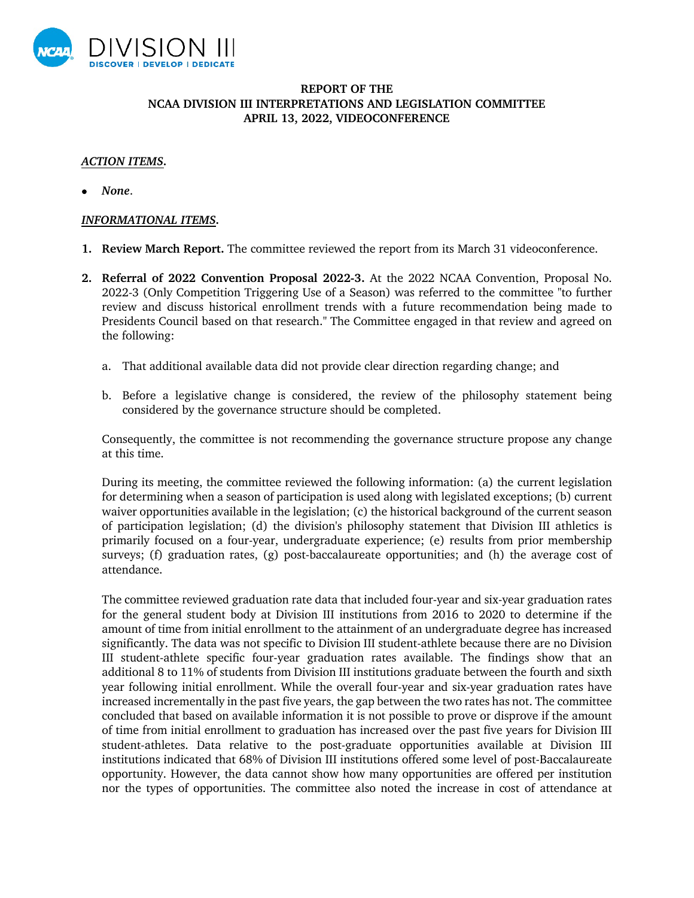**REPORT OF THE**
**NCAA DIVISION III INTERPRETATIONS AND LEGISLATION COMMITTEE**
**APRIL 13, 2022, VIDEOCONFERENCE**

***ACTION ITEMS*.**

- ***None*.**

***INFORMATIONAL ITEMS*.**

1. **Review March Report.** The committee reviewed the report from its March 31 videoconference.

2. **Referral of 2022 Convention Proposal 2022-3.** At the 2022 NCAA Convention, Proposal No. 2022-3 (Only Competition Triggering Use of a Season) was referred to the committee "to further review and discuss historical enrollment trends with a future recommendation being made to Presidents Council based on that research." The Committee engaged in that review and agreed on the following:

   a. That additional available data did not provide clear direction regarding change; and

   b. Before a legislative change is considered, the review of the philosophy statement being considered by the governance structure should be completed.

   Consequently, the committee is not recommending the governance structure propose any change at this time.

   During its meeting, the committee reviewed the following information: (a) the current legislation for determining when a season of participation is used along with legislated exceptions; (b) current waiver opportunities available in the legislation; (c) the historical background of the current season of participation legislation; (d) the division's philosophy statement that Division III athletics is primarily focused on a four-year, undergraduate experience; (e) results from prior membership surveys; (f) graduation rates, (g) post-baccalaureate opportunities; and (h) the average cost of attendance.

   The committee reviewed graduation rate data that included four-year and six-year graduation rates for the general student body at Division III institutions from 2016 to 2020 to determine if the amount of time from initial enrollment to the attainment of an undergraduate degree has increased significantly. The data was not specific to Division III student-athlete because there are no Division III student-athlete specific four-year graduation rates available. The findings show that an additional 8 to 11% of students from Division III institutions graduate between the fourth and sixth year following initial enrollment. While the overall four-year and six-year graduation rates have increased incrementally in the past five years, the gap between the two rates has not. The committee concluded that based on available information it is not possible to prove or disprove if the amount of time from initial enrollment to graduation has increased over the past five years for Division III student-athletes. Data relative to the post-graduate opportunities available at Division III institutions indicated that 68% of Division III institutions offered some level of post-Baccalaureate opportunity. However, the data cannot show how many opportunities are offered per institution nor the types of opportunities. The committee also noted the increase in cost of attendance at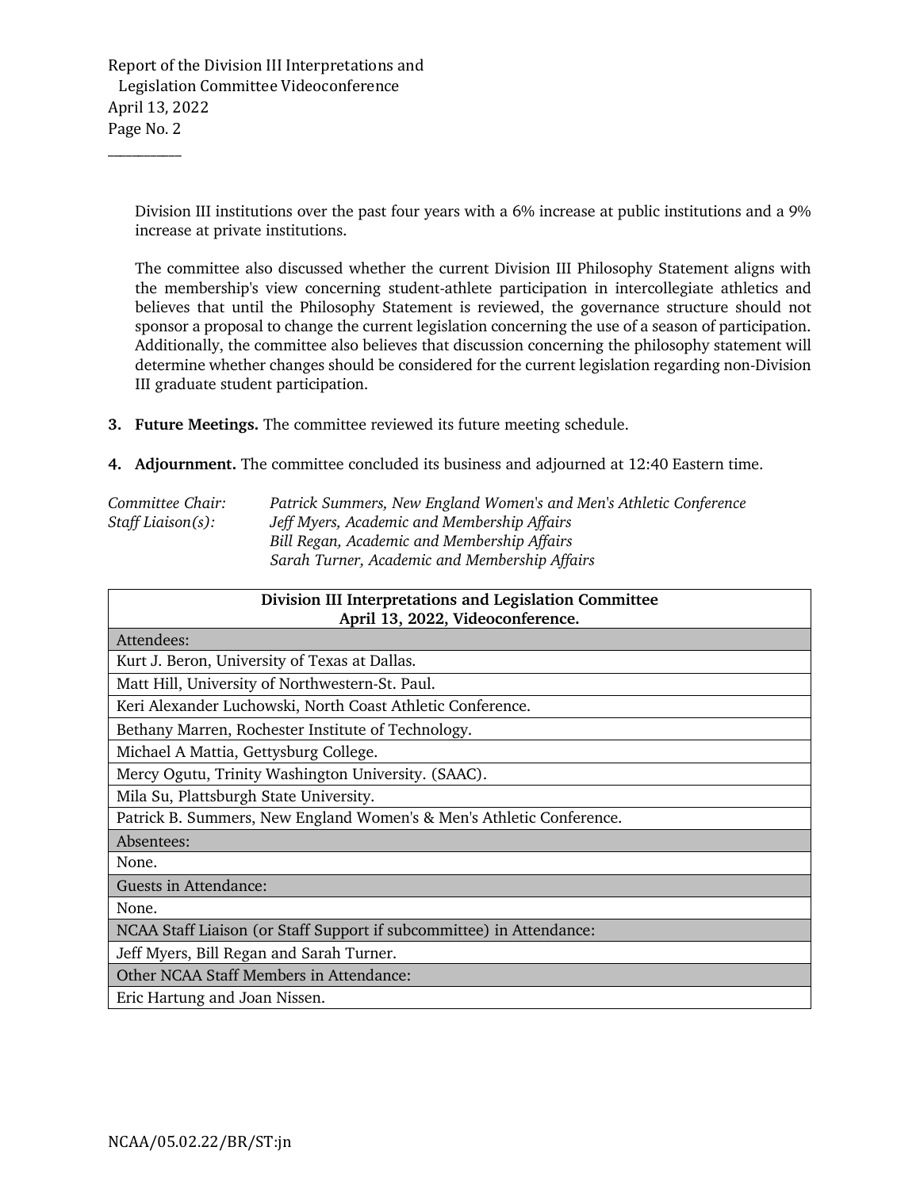Division III institutions over the past four years with a 6% increase at public institutions and a 9% increase at private institutions.

The committee also discussed whether the current Division III Philosophy Statement aligns with the membership's view concerning student-athlete participation in intercollegiate athletics and believes that until the Philosophy Statement is reviewed, the governance structure should not sponsor a proposal to change the current legislation concerning the use of a season of participation. Additionally, the committee also believes that discussion concerning the philosophy statement will determine whether changes should be considered for the current legislation regarding non-Division III graduate student participation.

3. **Future Meetings.** The committee reviewed its future meeting schedule.

4. **Adjournment.** The committee concluded its business and adjourned at 12:40 Eastern time.

*Committee Chair:* *Patrick Summers, New England Women's and Men's Athletic Conference*
*Staff Liaison(s):* *Jeff Myers, Academic and Membership Affairs*
*Bill Regan, Academic and Membership Affairs*
*Sarah Turner, Academic and Membership Affairs*

| **Division III Interpretations and Legislation Committee April 13, 2022, Videoconference.** |
|---|
| Attendees: |
| Kurt J. Beron, University of Texas at Dallas. |
| Matt Hill, University of Northwestern-St. Paul. |
| Keri Alexander Luchowski, North Coast Athletic Conference. |
| Bethany Marren, Rochester Institute of Technology. |
| Michael A Mattia, Gettysburg College. |
| Mercy Ogutu, Trinity Washington University. (SAAC). |
| Mila Su, Plattsburgh State University. |
| Patrick B. Summers, New England Women's & Men's Athletic Conference. |
| Absentees: |
| None. |
| Guests in Attendance: |
| None. |
| NCAA Staff Liaison (or Staff Support if subcommittee) in Attendance: |
| Jeff Myers, Bill Regan and Sarah Turner. |
| Other NCAA Staff Members in Attendance: |
| Eric Hartung and Joan Nissen. |

NCAA/05.02.22/BR/ST:jn